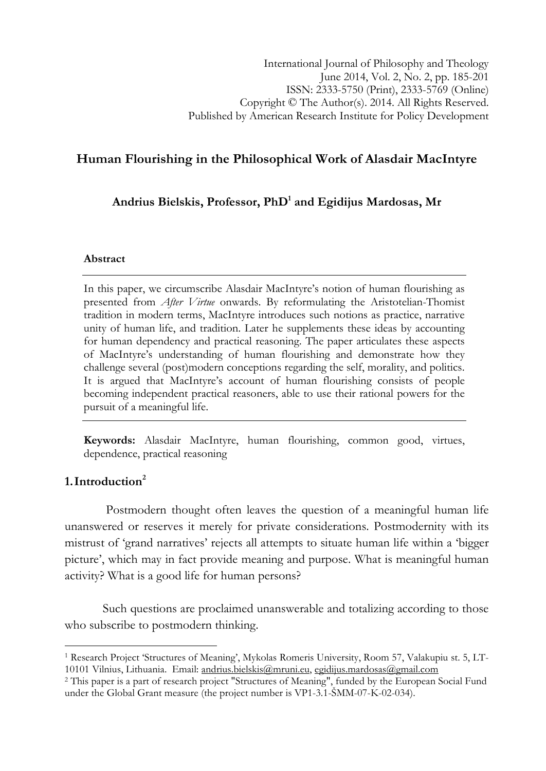International Journal of Philosophy and Theology
June 2014, Vol. 2, No. 2, pp. 185-201
ISSN: 2333-5750 (Print), 2333-5769 (Online)
Copyright © The Author(s). 2014. All Rights Reserved.
Published by American Research Institute for Policy Development

# Human Flourishing in the Philosophical Work of Alasdair MacIntyre

**Andrius Bielskis, Professor, PhD[1] and Egidijus Mardosas, Mr**

**Abstract**

In this paper, we circumscribe Alasdair MacIntyre's notion of human flourishing as presented from *After Virtue* onwards. By reformulating the Aristotelian-Thomist tradition in modern terms, MacIntyre introduces such notions as practice, narrative unity of human life, and tradition. Later he supplements these ideas by accounting for human dependency and practical reasoning. The paper articulates these aspects of MacIntyre's understanding of human flourishing and demonstrate how they challenge several (post)modern conceptions regarding the self, morality, and politics. It is argued that MacIntyre's account of human flourishing consists of people becoming independent practical reasoners, able to use their rational powers for the pursuit of a meaningful life.

**Keywords:** Alasdair MacIntyre, human flourishing, common good, virtues, dependence, practical reasoning

## 1. Introduction[2]

Postmodern thought often leaves the question of a meaningful human life unanswered or reserves it merely for private considerations. Postmodernity with its mistrust of 'grand narratives' rejects all attempts to situate human life within a 'bigger picture', which may in fact provide meaning and purpose. What is meaningful human activity? What is a good life for human persons?

Such questions are proclaimed unanswerable and totalizing according to those who subscribe to postmodern thinking.

---

[1] Research Project 'Structures of Meaning', Mykolas Romeris University, Room 57, Valakupiu st. 5, LT-10101 Vilnius, Lithuania. Email: andrius.bielskis@mruni.eu, egidijus.mardosas@gmail.com

[2] This paper is a part of research project "Structures of Meaning", funded by the European Social Fund under the Global Grant measure (the project number is VP1-3.1-ŠMM-07-K-02-034).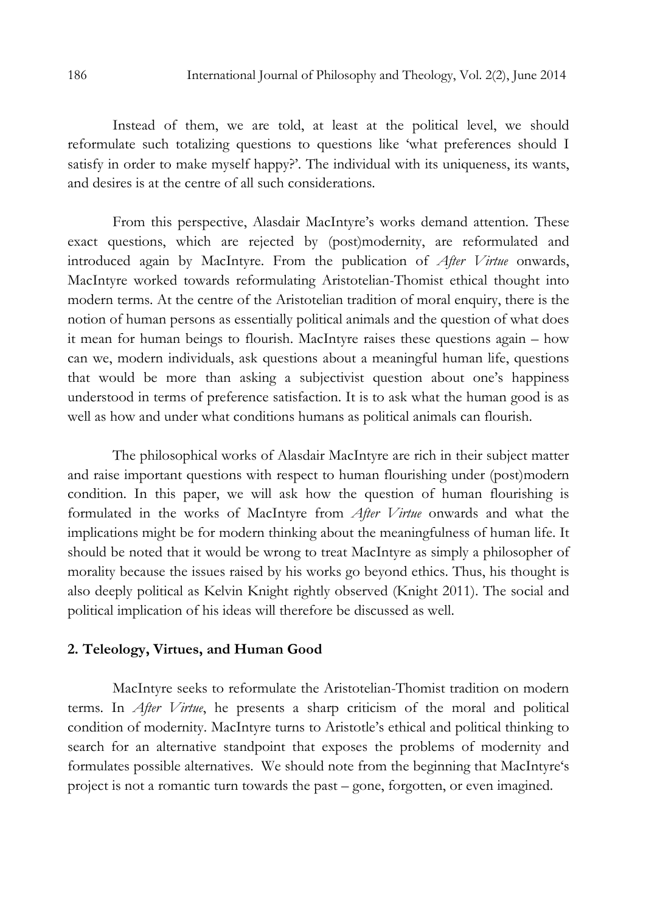Instead of them, we are told, at least at the political level, we should reformulate such totalizing questions to questions like 'what preferences should I satisfy in order to make myself happy?'. The individual with its uniqueness, its wants, and desires is at the centre of all such considerations.

From this perspective, Alasdair MacIntyre's works demand attention. These exact questions, which are rejected by (post)modernity, are reformulated and introduced again by MacIntyre. From the publication of *After Virtue* onwards, MacIntyre worked towards reformulating Aristotelian-Thomist ethical thought into modern terms. At the centre of the Aristotelian tradition of moral enquiry, there is the notion of human persons as essentially political animals and the question of what does it mean for human beings to flourish. MacIntyre raises these questions again – how can we, modern individuals, ask questions about a meaningful human life, questions that would be more than asking a subjectivist question about one's happiness understood in terms of preference satisfaction. It is to ask what the human good is as well as how and under what conditions humans as political animals can flourish.

The philosophical works of Alasdair MacIntyre are rich in their subject matter and raise important questions with respect to human flourishing under (post)modern condition. In this paper, we will ask how the question of human flourishing is formulated in the works of MacIntyre from *After Virtue* onwards and what the implications might be for modern thinking about the meaningfulness of human life. It should be noted that it would be wrong to treat MacIntyre as simply a philosopher of morality because the issues raised by his works go beyond ethics. Thus, his thought is also deeply political as Kelvin Knight rightly observed (Knight 2011). The social and political implication of his ideas will therefore be discussed as well.

## 2. Teleology, Virtues, and Human Good

MacIntyre seeks to reformulate the Aristotelian-Thomist tradition on modern terms. In *After Virtue*, he presents a sharp criticism of the moral and political condition of modernity. MacIntyre turns to Aristotle's ethical and political thinking to search for an alternative standpoint that exposes the problems of modernity and formulates possible alternatives. We should note from the beginning that MacIntyre's project is not a romantic turn towards the past – gone, forgotten, or even imagined.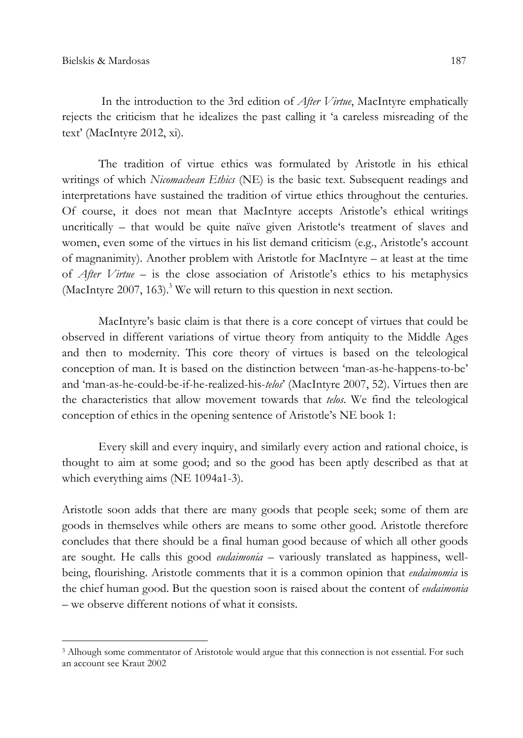In the introduction to the 3rd edition of *After Virtue*, MacIntyre emphatically rejects the criticism that he idealizes the past calling it 'a careless misreading of the text' (MacIntyre 2012, xi).

The tradition of virtue ethics was formulated by Aristotle in his ethical writings of which *Nicomachean Ethics* (NE) is the basic text. Subsequent readings and interpretations have sustained the tradition of virtue ethics throughout the centuries. Of course, it does not mean that MacIntyre accepts Aristotle's ethical writings uncritically – that would be quite naïve given Aristotle's treatment of slaves and women, even some of the virtues in his list demand criticism (e.g., Aristotle's account of magnanimity). Another problem with Aristotle for MacIntyre – at least at the time of *After Virtue* – is the close association of Aristotle's ethics to his metaphysics (MacIntyre 2007, 163).[3] We will return to this question in next section.

MacIntyre's basic claim is that there is a core concept of virtues that could be observed in different variations of virtue theory from antiquity to the Middle Ages and then to modernity. This core theory of virtues is based on the teleological conception of man. It is based on the distinction between 'man-as-he-happens-to-be' and 'man-as-he-could-be-if-he-realized-his-*telos*' (MacIntyre 2007, 52). Virtues then are the characteristics that allow movement towards that *telos*. We find the teleological conception of ethics in the opening sentence of Aristotle's NE book 1:

> Every skill and every inquiry, and similarly every action and rational choice, is thought to aim at some good; and so the good has been aptly described as that at which everything aims (NE 1094a1-3).

Aristotle soon adds that there are many goods that people seek; some of them are goods in themselves while others are means to some other good. Aristotle therefore concludes that there should be a final human good because of which all other goods are sought. He calls this good *eudaimonia* – variously translated as happiness, well-being, flourishing. Aristotle comments that it is a common opinion that *eudaimomia* is the chief human good. But the question soon is raised about the content of *eudaimonia* – we observe different notions of what it consists.

---

[3] Alhough some commentator of Aristotole would argue that this connection is not essential. For such an account see Kraut 2002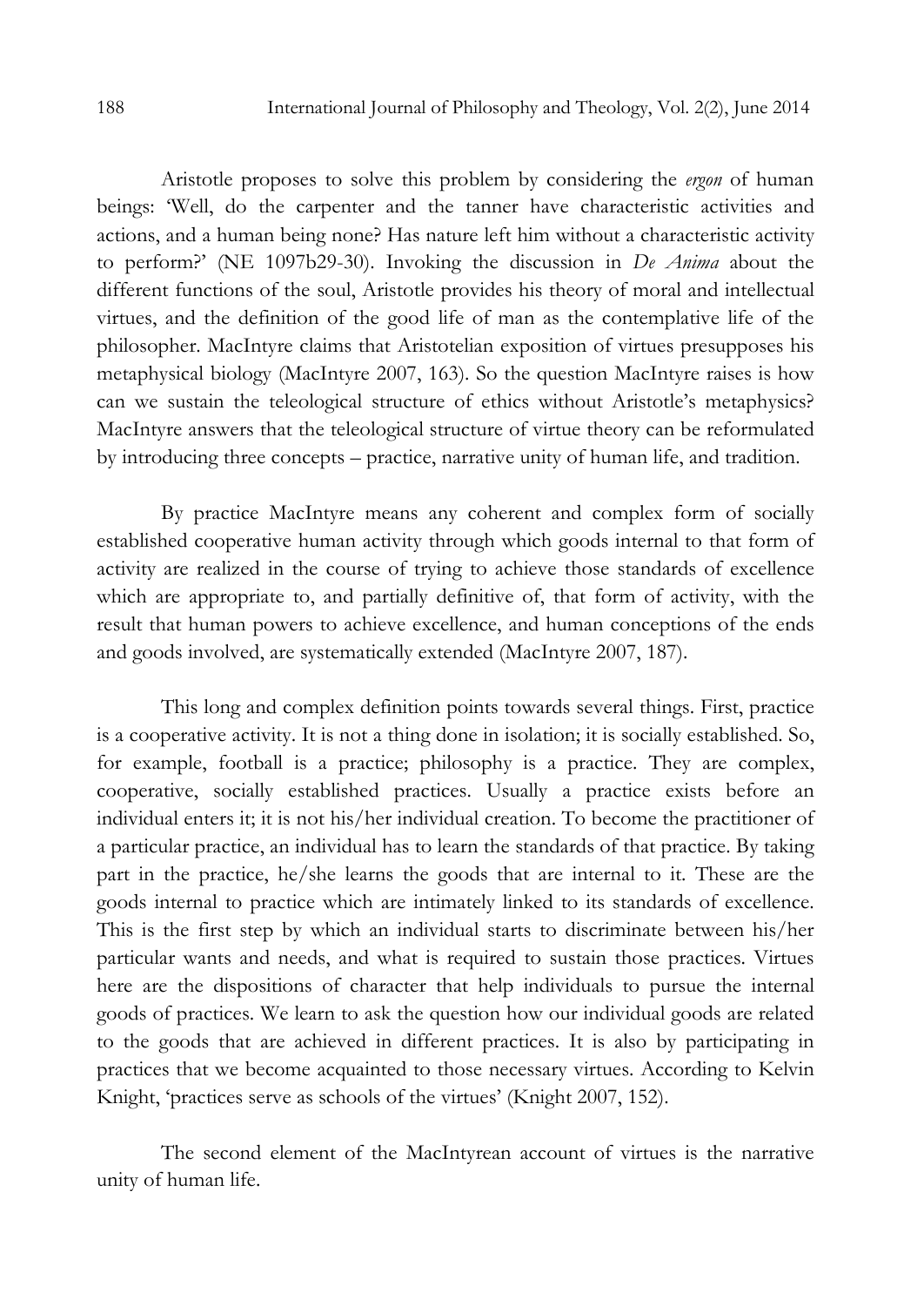Aristotle proposes to solve this problem by considering the *ergon* of human beings: 'Well, do the carpenter and the tanner have characteristic activities and actions, and a human being none? Has nature left him without a characteristic activity to perform?' (NE 1097b29-30). Invoking the discussion in *De Anima* about the different functions of the soul, Aristotle provides his theory of moral and intellectual virtues, and the definition of the good life of man as the contemplative life of the philosopher. MacIntyre claims that Aristotelian exposition of virtues presupposes his metaphysical biology (MacIntyre 2007, 163). So the question MacIntyre raises is how can we sustain the teleological structure of ethics without Aristotle's metaphysics? MacIntyre answers that the teleological structure of virtue theory can be reformulated by introducing three concepts – practice, narrative unity of human life, and tradition.

By practice MacIntyre means any coherent and complex form of socially established cooperative human activity through which goods internal to that form of activity are realized in the course of trying to achieve those standards of excellence which are appropriate to, and partially definitive of, that form of activity, with the result that human powers to achieve excellence, and human conceptions of the ends and goods involved, are systematically extended (MacIntyre 2007, 187).

This long and complex definition points towards several things. First, practice is a cooperative activity. It is not a thing done in isolation; it is socially established. So, for example, football is a practice; philosophy is a practice. They are complex, cooperative, socially established practices. Usually a practice exists before an individual enters it; it is not his/her individual creation. To become the practitioner of a particular practice, an individual has to learn the standards of that practice. By taking part in the practice, he/she learns the goods that are internal to it. These are the goods internal to practice which are intimately linked to its standards of excellence. This is the first step by which an individual starts to discriminate between his/her particular wants and needs, and what is required to sustain those practices. Virtues here are the dispositions of character that help individuals to pursue the internal goods of practices. We learn to ask the question how our individual goods are related to the goods that are achieved in different practices. It is also by participating in practices that we become acquainted to those necessary virtues. According to Kelvin Knight, 'practices serve as schools of the virtues' (Knight 2007, 152).

The second element of the MacIntyrean account of virtues is the narrative unity of human life.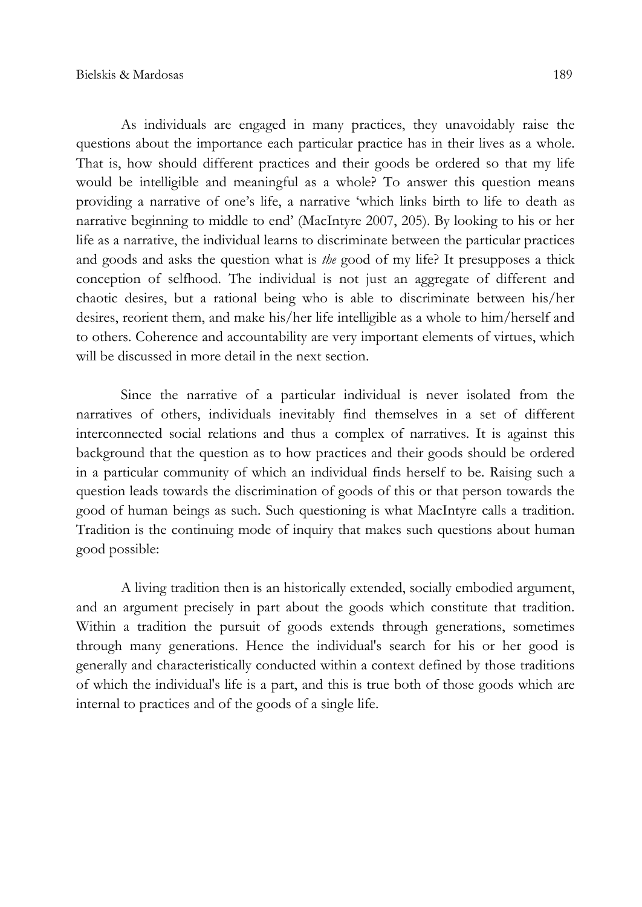As individuals are engaged in many practices, they unavoidably raise the questions about the importance each particular practice has in their lives as a whole. That is, how should different practices and their goods be ordered so that my life would be intelligible and meaningful as a whole? To answer this question means providing a narrative of one's life, a narrative 'which links birth to life to death as narrative beginning to middle to end' (MacIntyre 2007, 205). By looking to his or her life as a narrative, the individual learns to discriminate between the particular practices and goods and asks the question what is *the* good of my life? It presupposes a thick conception of selfhood. The individual is not just an aggregate of different and chaotic desires, but a rational being who is able to discriminate between his/her desires, reorient them, and make his/her life intelligible as a whole to him/herself and to others. Coherence and accountability are very important elements of virtues, which will be discussed in more detail in the next section.

Since the narrative of a particular individual is never isolated from the narratives of others, individuals inevitably find themselves in a set of different interconnected social relations and thus a complex of narratives. It is against this background that the question as to how practices and their goods should be ordered in a particular community of which an individual finds herself to be. Raising such a question leads towards the discrimination of goods of this or that person towards the good of human beings as such. Such questioning is what MacIntyre calls a tradition. Tradition is the continuing mode of inquiry that makes such questions about human good possible:

> A living tradition then is an historically extended, socially embodied argument, and an argument precisely in part about the goods which constitute that tradition. Within a tradition the pursuit of goods extends through generations, sometimes through many generations. Hence the individual's search for his or her good is generally and characteristically conducted within a context defined by those traditions of which the individual's life is a part, and this is true both of those goods which are internal to practices and of the goods of a single life.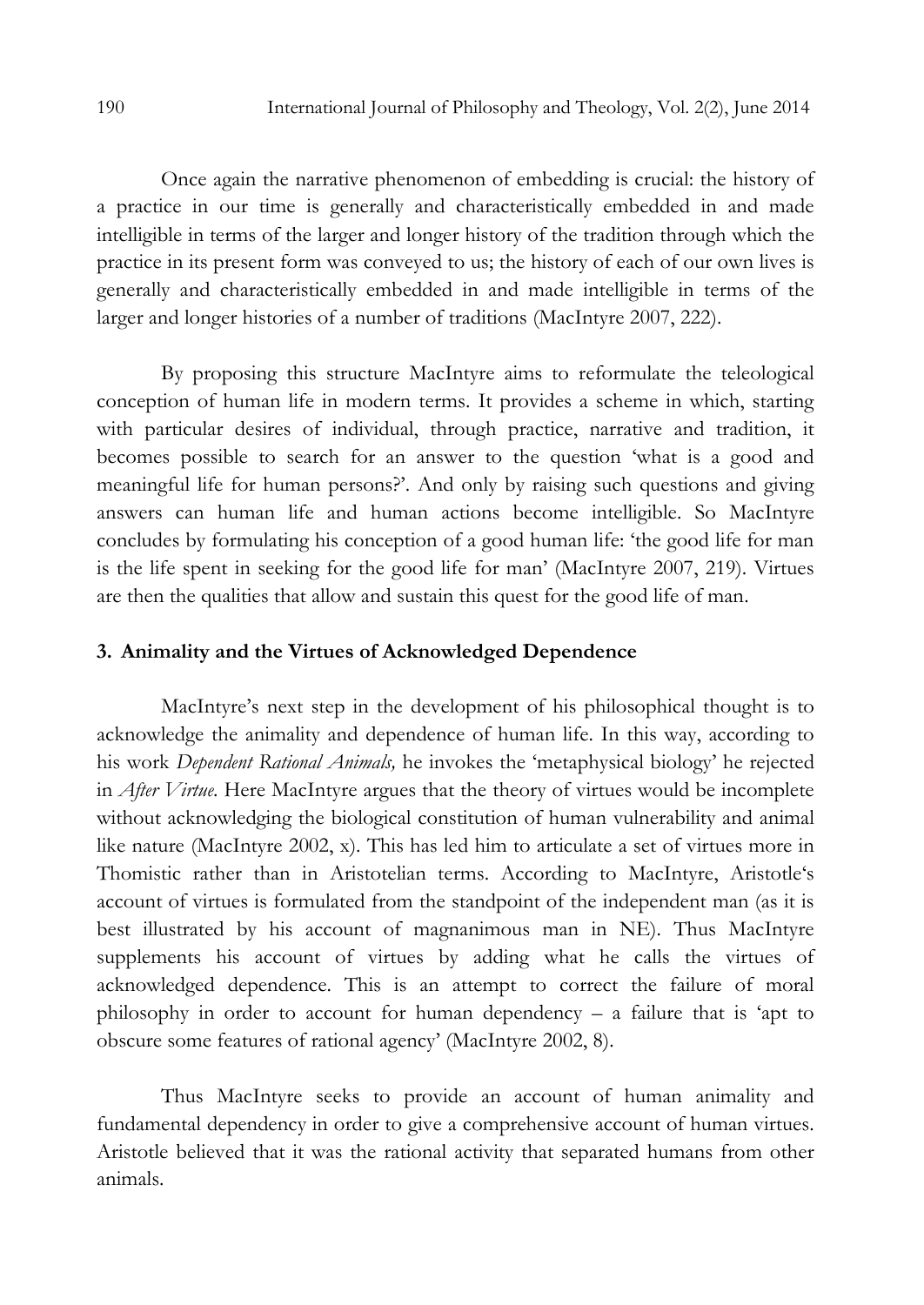Once again the narrative phenomenon of embedding is crucial: the history of a practice in our time is generally and characteristically embedded in and made intelligible in terms of the larger and longer history of the tradition through which the practice in its present form was conveyed to us; the history of each of our own lives is generally and characteristically embedded in and made intelligible in terms of the larger and longer histories of a number of traditions (MacIntyre 2007, 222).

By proposing this structure MacIntyre aims to reformulate the teleological conception of human life in modern terms. It provides a scheme in which, starting with particular desires of individual, through practice, narrative and tradition, it becomes possible to search for an answer to the question 'what is a good and meaningful life for human persons?'. And only by raising such questions and giving answers can human life and human actions become intelligible. So MacIntyre concludes by formulating his conception of a good human life: 'the good life for man is the life spent in seeking for the good life for man' (MacIntyre 2007, 219). Virtues are then the qualities that allow and sustain this quest for the good life of man.

## 3. Animality and the Virtues of Acknowledged Dependence

MacIntyre's next step in the development of his philosophical thought is to acknowledge the animality and dependence of human life. In this way, according to his work *Dependent Rational Animals,* he invokes the 'metaphysical biology' he rejected in *After Virtue*. Here MacIntyre argues that the theory of virtues would be incomplete without acknowledging the biological constitution of human vulnerability and animal like nature (MacIntyre 2002, x). This has led him to articulate a set of virtues more in Thomistic rather than in Aristotelian terms. According to MacIntyre, Aristotle's account of virtues is formulated from the standpoint of the independent man (as it is best illustrated by his account of magnanimous man in NE). Thus MacIntyre supplements his account of virtues by adding what he calls the virtues of acknowledged dependence. This is an attempt to correct the failure of moral philosophy in order to account for human dependency – a failure that is 'apt to obscure some features of rational agency' (MacIntyre 2002, 8).

Thus MacIntyre seeks to provide an account of human animality and fundamental dependency in order to give a comprehensive account of human virtues. Aristotle believed that it was the rational activity that separated humans from other animals.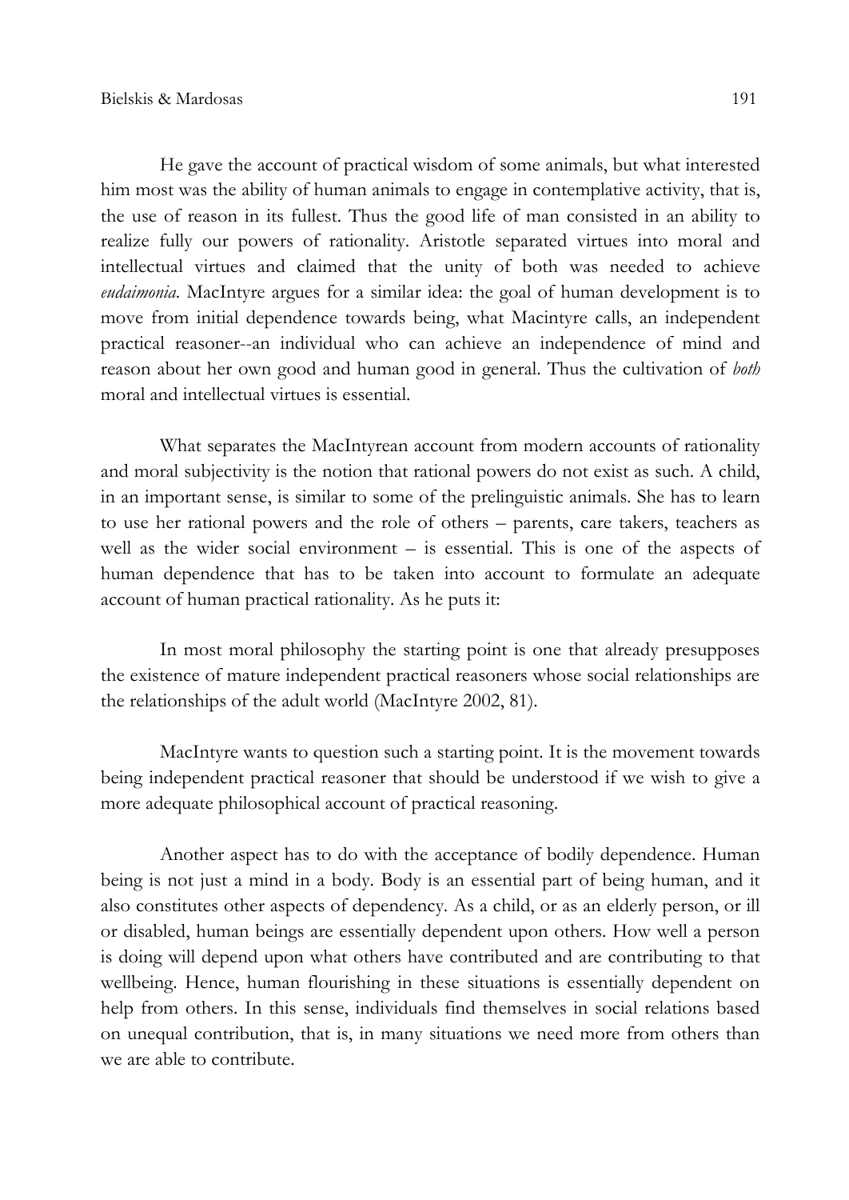He gave the account of practical wisdom of some animals, but what interested him most was the ability of human animals to engage in contemplative activity, that is, the use of reason in its fullest. Thus the good life of man consisted in an ability to realize fully our powers of rationality. Aristotle separated virtues into moral and intellectual virtues and claimed that the unity of both was needed to achieve *eudaimonia*. MacIntyre argues for a similar idea: the goal of human development is to move from initial dependence towards being, what Macintyre calls, an independent practical reasoner--an individual who can achieve an independence of mind and reason about her own good and human good in general. Thus the cultivation of *both* moral and intellectual virtues is essential.

What separates the MacIntyrean account from modern accounts of rationality and moral subjectivity is the notion that rational powers do not exist as such. A child, in an important sense, is similar to some of the prelinguistic animals. She has to learn to use her rational powers and the role of others – parents, care takers, teachers as well as the wider social environment – is essential. This is one of the aspects of human dependence that has to be taken into account to formulate an adequate account of human practical rationality. As he puts it:

> In most moral philosophy the starting point is one that already presupposes the existence of mature independent practical reasoners whose social relationships are the relationships of the adult world (MacIntyre 2002, 81).

MacIntyre wants to question such a starting point. It is the movement towards being independent practical reasoner that should be understood if we wish to give a more adequate philosophical account of practical reasoning.

Another aspect has to do with the acceptance of bodily dependence. Human being is not just a mind in a body. Body is an essential part of being human, and it also constitutes other aspects of dependency. As a child, or as an elderly person, or ill or disabled, human beings are essentially dependent upon others. How well a person is doing will depend upon what others have contributed and are contributing to that wellbeing. Hence, human flourishing in these situations is essentially dependent on help from others. In this sense, individuals find themselves in social relations based on unequal contribution, that is, in many situations we need more from others than we are able to contribute.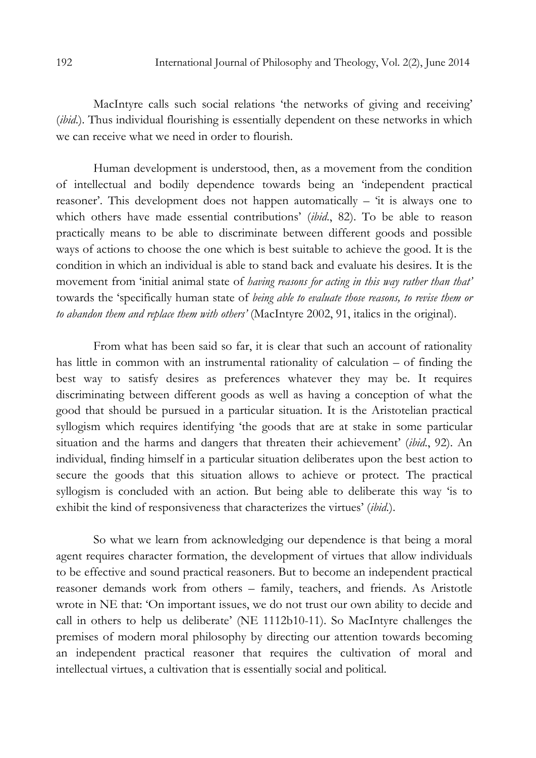MacIntyre calls such social relations 'the networks of giving and receiving' (*ibid*.). Thus individual flourishing is essentially dependent on these networks in which we can receive what we need in order to flourish.

Human development is understood, then, as a movement from the condition of intellectual and bodily dependence towards being an 'independent practical reasoner'. This development does not happen automatically – 'it is always one to which others have made essential contributions' (*ibid*., 82). To be able to reason practically means to be able to discriminate between different goods and possible ways of actions to choose the one which is best suitable to achieve the good. It is the condition in which an individual is able to stand back and evaluate his desires. It is the movement from 'initial animal state of *having reasons for acting in this way rather than that'* towards the 'specifically human state of *being able to evaluate those reasons, to revise them or to abandon them and replace them with others'* (MacIntyre 2002, 91, italics in the original).

From what has been said so far, it is clear that such an account of rationality has little in common with an instrumental rationality of calculation – of finding the best way to satisfy desires as preferences whatever they may be. It requires discriminating between different goods as well as having a conception of what the good that should be pursued in a particular situation. It is the Aristotelian practical syllogism which requires identifying 'the goods that are at stake in some particular situation and the harms and dangers that threaten their achievement' (*ibid*., 92). An individual, finding himself in a particular situation deliberates upon the best action to secure the goods that this situation allows to achieve or protect. The practical syllogism is concluded with an action. But being able to deliberate this way 'is to exhibit the kind of responsiveness that characterizes the virtues' (*ibid*.).

So what we learn from acknowledging our dependence is that being a moral agent requires character formation, the development of virtues that allow individuals to be effective and sound practical reasoners. But to become an independent practical reasoner demands work from others – family, teachers, and friends. As Aristotle wrote in NE that: 'On important issues, we do not trust our own ability to decide and call in others to help us deliberate' (NE 1112b10-11). So MacIntyre challenges the premises of modern moral philosophy by directing our attention towards becoming an independent practical reasoner that requires the cultivation of moral and intellectual virtues, a cultivation that is essentially social and political.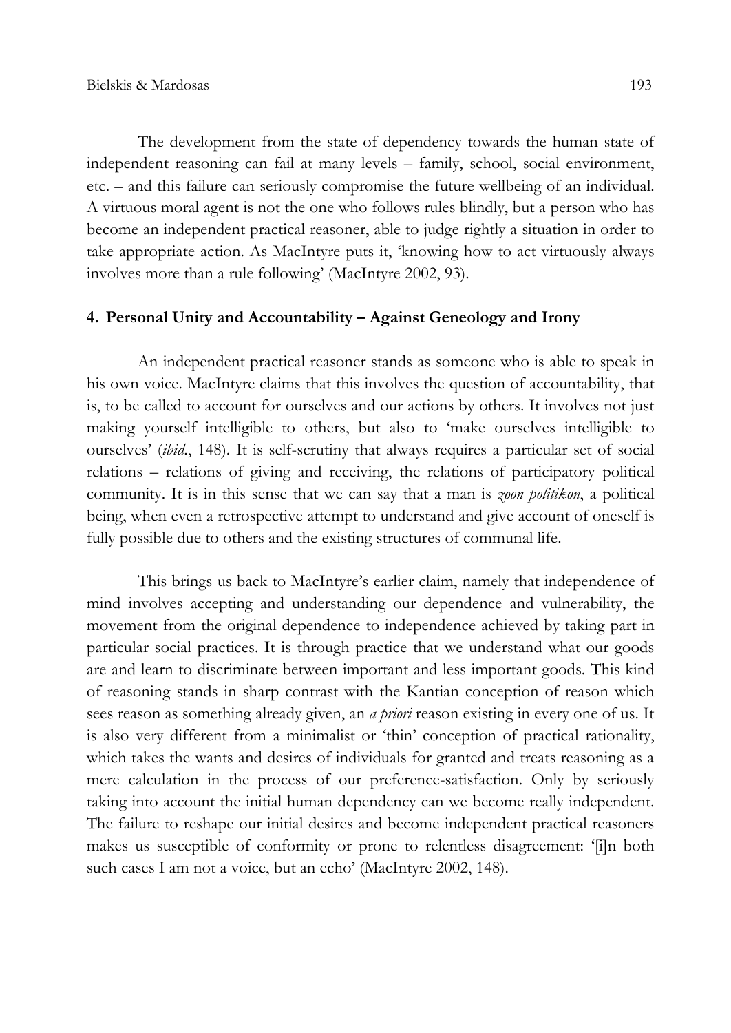The development from the state of dependency towards the human state of independent reasoning can fail at many levels – family, school, social environment, etc. – and this failure can seriously compromise the future wellbeing of an individual. A virtuous moral agent is not the one who follows rules blindly, but a person who has become an independent practical reasoner, able to judge rightly a situation in order to take appropriate action. As MacIntyre puts it, 'knowing how to act virtuously always involves more than a rule following' (MacIntyre 2002, 93).

## 4. Personal Unity and Accountability – Against Geneology and Irony

An independent practical reasoner stands as someone who is able to speak in his own voice. MacIntyre claims that this involves the question of accountability, that is, to be called to account for ourselves and our actions by others. It involves not just making yourself intelligible to others, but also to 'make ourselves intelligible to ourselves' (*ibid.*, 148). It is self-scrutiny that always requires a particular set of social relations – relations of giving and receiving, the relations of participatory political community. It is in this sense that we can say that a man is *zoon politikon*, a political being, when even a retrospective attempt to understand and give account of oneself is fully possible due to others and the existing structures of communal life.

This brings us back to MacIntyre's earlier claim, namely that independence of mind involves accepting and understanding our dependence and vulnerability, the movement from the original dependence to independence achieved by taking part in particular social practices. It is through practice that we understand what our goods are and learn to discriminate between important and less important goods. This kind of reasoning stands in sharp contrast with the Kantian conception of reason which sees reason as something already given, an *a priori* reason existing in every one of us. It is also very different from a minimalist or 'thin' conception of practical rationality, which takes the wants and desires of individuals for granted and treats reasoning as a mere calculation in the process of our preference-satisfaction. Only by seriously taking into account the initial human dependency can we become really independent. The failure to reshape our initial desires and become independent practical reasoners makes us susceptible of conformity or prone to relentless disagreement: '[i]n both such cases I am not a voice, but an echo' (MacIntyre 2002, 148).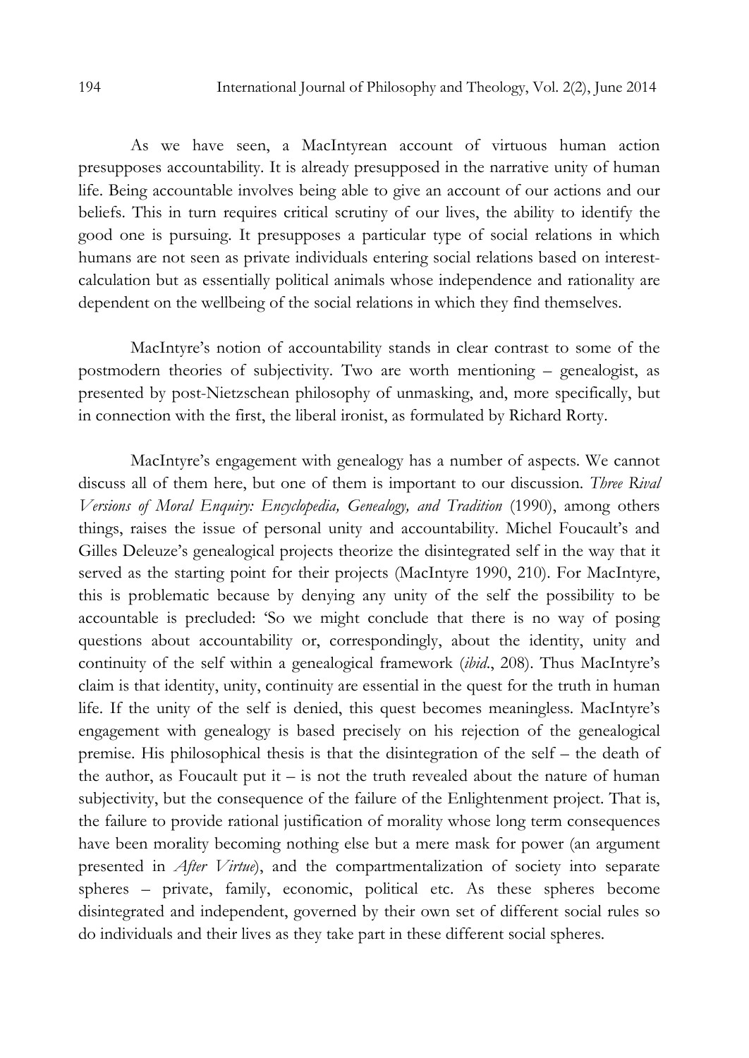As we have seen, a MacIntyrean account of virtuous human action presupposes accountability. It is already presupposed in the narrative unity of human life. Being accountable involves being able to give an account of our actions and our beliefs. This in turn requires critical scrutiny of our lives, the ability to identify the good one is pursuing. It presupposes a particular type of social relations in which humans are not seen as private individuals entering social relations based on interest-calculation but as essentially political animals whose independence and rationality are dependent on the wellbeing of the social relations in which they find themselves.

MacIntyre's notion of accountability stands in clear contrast to some of the postmodern theories of subjectivity. Two are worth mentioning – genealogist, as presented by post-Nietzschean philosophy of unmasking, and, more specifically, but in connection with the first, the liberal ironist, as formulated by Richard Rorty.

MacIntyre's engagement with genealogy has a number of aspects. We cannot discuss all of them here, but one of them is important to our discussion. *Three Rival Versions of Moral Enquiry: Encyclopedia, Genealogy, and Tradition* (1990), among others things, raises the issue of personal unity and accountability. Michel Foucault's and Gilles Deleuze's genealogical projects theorize the disintegrated self in the way that it served as the starting point for their projects (MacIntyre 1990, 210). For MacIntyre, this is problematic because by denying any unity of the self the possibility to be accountable is precluded: 'So we might conclude that there is no way of posing questions about accountability or, correspondingly, about the identity, unity and continuity of the self within a genealogical framework (*ibid*., 208). Thus MacIntyre's claim is that identity, unity, continuity are essential in the quest for the truth in human life. If the unity of the self is denied, this quest becomes meaningless. MacIntyre's engagement with genealogy is based precisely on his rejection of the genealogical premise. His philosophical thesis is that the disintegration of the self – the death of the author, as Foucault put it – is not the truth revealed about the nature of human subjectivity, but the consequence of the failure of the Enlightenment project. That is, the failure to provide rational justification of morality whose long term consequences have been morality becoming nothing else but a mere mask for power (an argument presented in *After Virtue*), and the compartmentalization of society into separate spheres – private, family, economic, political etc. As these spheres become disintegrated and independent, governed by their own set of different social rules so do individuals and their lives as they take part in these different social spheres.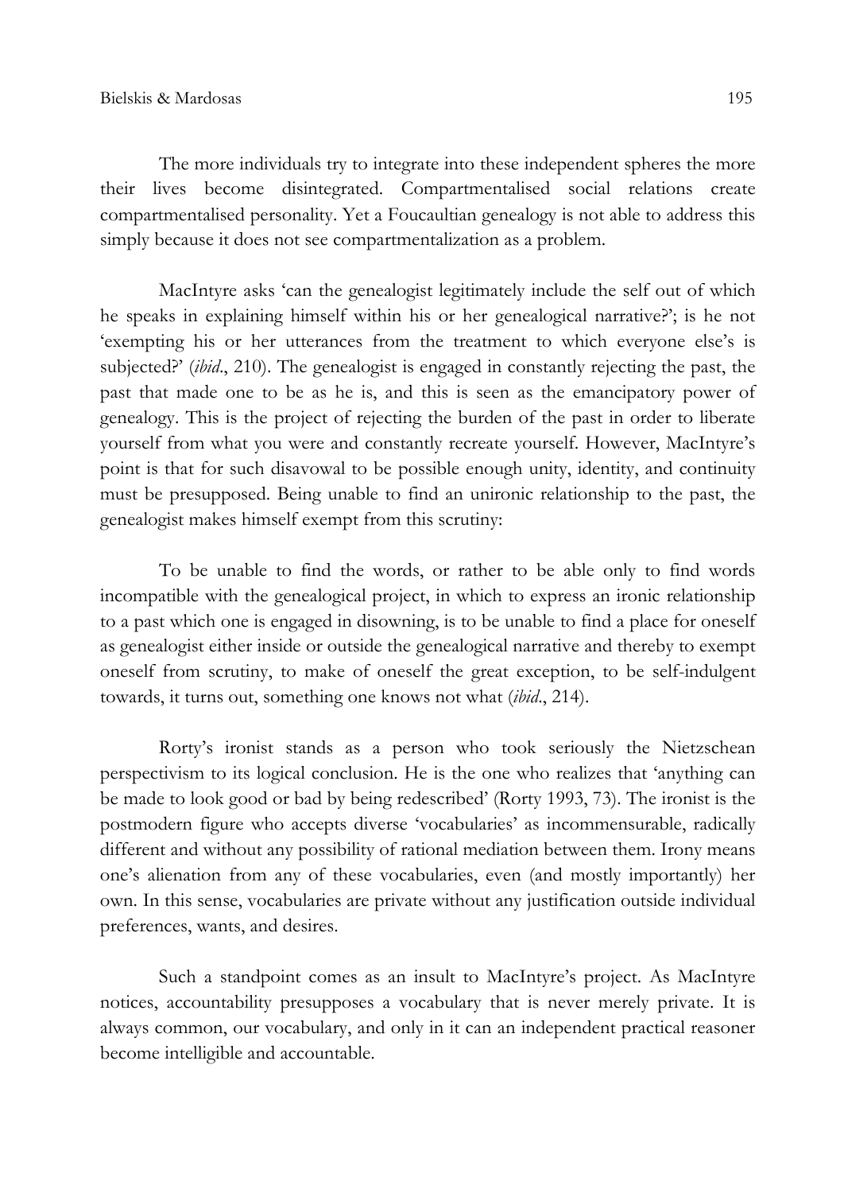The more individuals try to integrate into these independent spheres the more their lives become disintegrated. Compartmentalised social relations create compartmentalised personality. Yet a Foucaultian genealogy is not able to address this simply because it does not see compartmentalization as a problem.

MacIntyre asks 'can the genealogist legitimately include the self out of which he speaks in explaining himself within his or her genealogical narrative?'; is he not 'exempting his or her utterances from the treatment to which everyone else's is subjected?' (*ibid*., 210). The genealogist is engaged in constantly rejecting the past, the past that made one to be as he is, and this is seen as the emancipatory power of genealogy. This is the project of rejecting the burden of the past in order to liberate yourself from what you were and constantly recreate yourself. However, MacIntyre's point is that for such disavowal to be possible enough unity, identity, and continuity must be presupposed. Being unable to find an unironic relationship to the past, the genealogist makes himself exempt from this scrutiny:

> To be unable to find the words, or rather to be able only to find words incompatible with the genealogical project, in which to express an ironic relationship to a past which one is engaged in disowning, is to be unable to find a place for oneself as genealogist either inside or outside the genealogical narrative and thereby to exempt oneself from scrutiny, to make of oneself the great exception, to be self-indulgent towards, it turns out, something one knows not what (*ibid*., 214).

Rorty's ironist stands as a person who took seriously the Nietzschean perspectivism to its logical conclusion. He is the one who realizes that 'anything can be made to look good or bad by being redescribed' (Rorty 1993, 73). The ironist is the postmodern figure who accepts diverse 'vocabularies' as incommensurable, radically different and without any possibility of rational mediation between them. Irony means one's alienation from any of these vocabularies, even (and mostly importantly) her own. In this sense, vocabularies are private without any justification outside individual preferences, wants, and desires.

Such a standpoint comes as an insult to MacIntyre's project. As MacIntyre notices, accountability presupposes a vocabulary that is never merely private. It is always common, our vocabulary, and only in it can an independent practical reasoner become intelligible and accountable.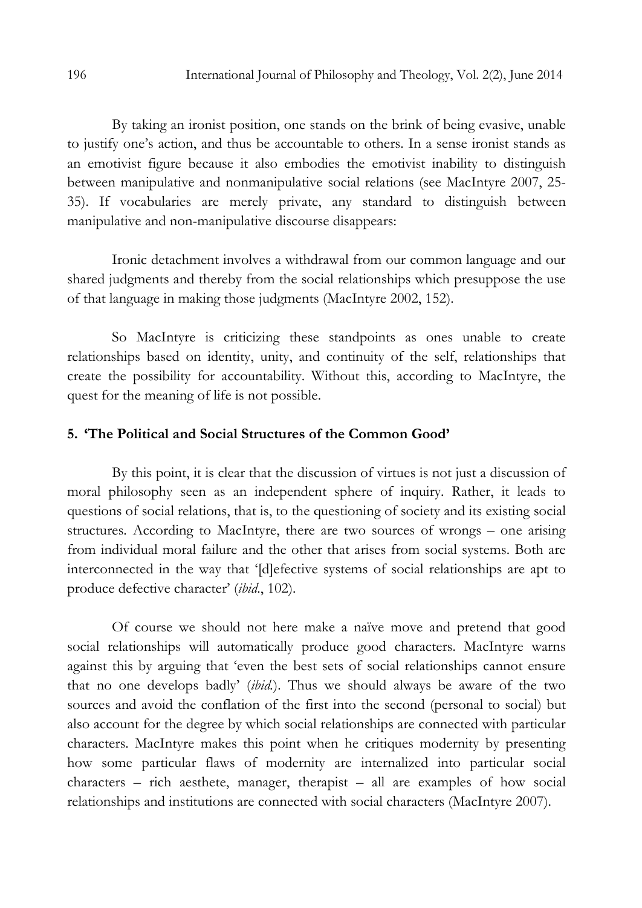By taking an ironist position, one stands on the brink of being evasive, unable to justify one's action, and thus be accountable to others. In a sense ironist stands as an emotivist figure because it also embodies the emotivist inability to distinguish between manipulative and nonmanipulative social relations (see MacIntyre 2007, 25-35). If vocabularies are merely private, any standard to distinguish between manipulative and non-manipulative discourse disappears:

> Ironic detachment involves a withdrawal from our common language and our shared judgments and thereby from the social relationships which presuppose the use of that language in making those judgments (MacIntyre 2002, 152).

So MacIntyre is criticizing these standpoints as ones unable to create relationships based on identity, unity, and continuity of the self, relationships that create the possibility for accountability. Without this, according to MacIntyre, the quest for the meaning of life is not possible.

## 5. 'The Political and Social Structures of the Common Good'

By this point, it is clear that the discussion of virtues is not just a discussion of moral philosophy seen as an independent sphere of inquiry. Rather, it leads to questions of social relations, that is, to the questioning of society and its existing social structures. According to MacIntyre, there are two sources of wrongs – one arising from individual moral failure and the other that arises from social systems. Both are interconnected in the way that '[d]efective systems of social relationships are apt to produce defective character' (*ibid.*, 102).

Of course we should not here make a naïve move and pretend that good social relationships will automatically produce good characters. MacIntyre warns against this by arguing that 'even the best sets of social relationships cannot ensure that no one develops badly' (*ibid.*). Thus we should always be aware of the two sources and avoid the conflation of the first into the second (personal to social) but also account for the degree by which social relationships are connected with particular characters. MacIntyre makes this point when he critiques modernity by presenting how some particular flaws of modernity are internalized into particular social characters – rich aesthete, manager, therapist – all are examples of how social relationships and institutions are connected with social characters (MacIntyre 2007).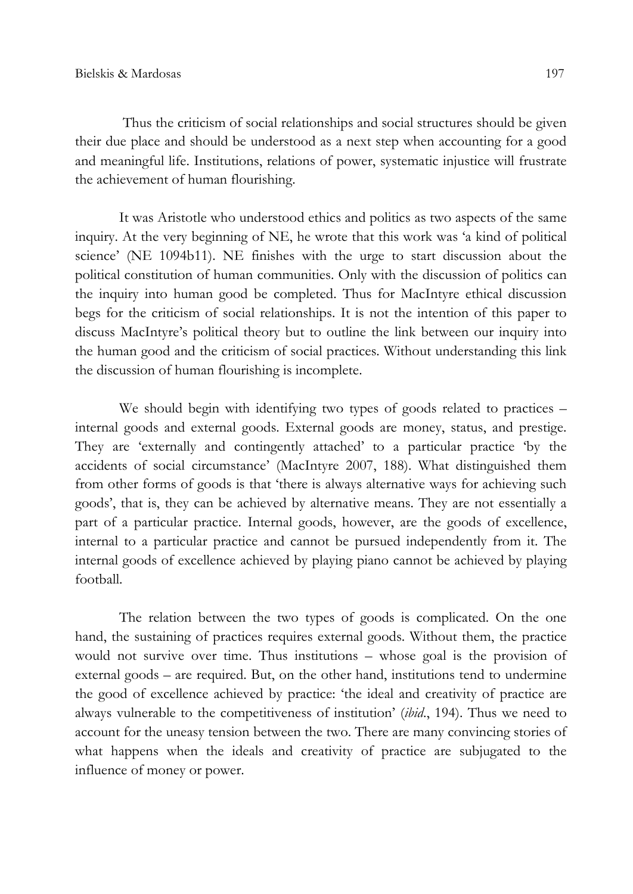Thus the criticism of social relationships and social structures should be given their due place and should be understood as a next step when accounting for a good and meaningful life. Institutions, relations of power, systematic injustice will frustrate the achievement of human flourishing.

It was Aristotle who understood ethics and politics as two aspects of the same inquiry. At the very beginning of NE, he wrote that this work was 'a kind of political science' (NE 1094b11). NE finishes with the urge to start discussion about the political constitution of human communities. Only with the discussion of politics can the inquiry into human good be completed. Thus for MacIntyre ethical discussion begs for the criticism of social relationships. It is not the intention of this paper to discuss MacIntyre's political theory but to outline the link between our inquiry into the human good and the criticism of social practices. Without understanding this link the discussion of human flourishing is incomplete.

We should begin with identifying two types of goods related to practices – internal goods and external goods. External goods are money, status, and prestige. They are 'externally and contingently attached' to a particular practice 'by the accidents of social circumstance' (MacIntyre 2007, 188). What distinguished them from other forms of goods is that 'there is always alternative ways for achieving such goods', that is, they can be achieved by alternative means. They are not essentially a part of a particular practice. Internal goods, however, are the goods of excellence, internal to a particular practice and cannot be pursued independently from it. The internal goods of excellence achieved by playing piano cannot be achieved by playing football.

The relation between the two types of goods is complicated. On the one hand, the sustaining of practices requires external goods. Without them, the practice would not survive over time. Thus institutions – whose goal is the provision of external goods – are required. But, on the other hand, institutions tend to undermine the good of excellence achieved by practice: 'the ideal and creativity of practice are always vulnerable to the competitiveness of institution' (*ibid*., 194). Thus we need to account for the uneasy tension between the two. There are many convincing stories of what happens when the ideals and creativity of practice are subjugated to the influence of money or power.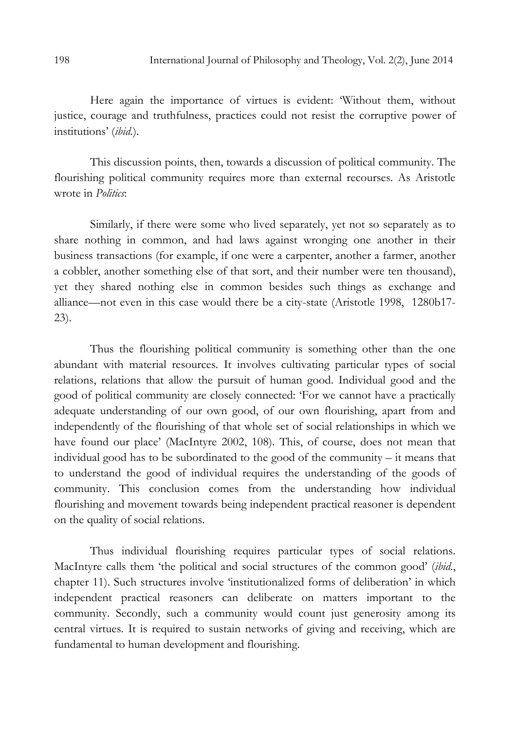Here again the importance of virtues is evident: 'Without them, without justice, courage and truthfulness, practices could not resist the corruptive power of institutions' (*ibid.*).

This discussion points, then, towards a discussion of political community. The flourishing political community requires more than external recourses. As Aristotle wrote in *Politics*:

> Similarly, if there were some who lived separately, yet not so separately as to share nothing in common, and had laws against wronging one another in their business transactions (for example, if one were a carpenter, another a farmer, another a cobbler, another something else of that sort, and their number were ten thousand), yet they shared nothing else in common besides such things as exchange and alliance—not even in this case would there be a city-state (Aristotle 1998, 1280b17-23).

Thus the flourishing political community is something other than the one abundant with material resources. It involves cultivating particular types of social relations, relations that allow the pursuit of human good. Individual good and the good of political community are closely connected: 'For we cannot have a practically adequate understanding of our own good, of our own flourishing, apart from and independently of the flourishing of that whole set of social relationships in which we have found our place' (MacIntyre 2002, 108). This, of course, does not mean that individual good has to be subordinated to the good of the community – it means that to understand the good of individual requires the understanding of the goods of community. This conclusion comes from the understanding how individual flourishing and movement towards being independent practical reasoner is dependent on the quality of social relations.

Thus individual flourishing requires particular types of social relations. MacIntyre calls them 'the political and social structures of the common good' (*ibid.*, chapter 11). Such structures involve 'institutionalized forms of deliberation' in which independent practical reasoners can deliberate on matters important to the community. Secondly, such a community would count just generosity among its central virtues. It is required to sustain networks of giving and receiving, which are fundamental to human development and flourishing.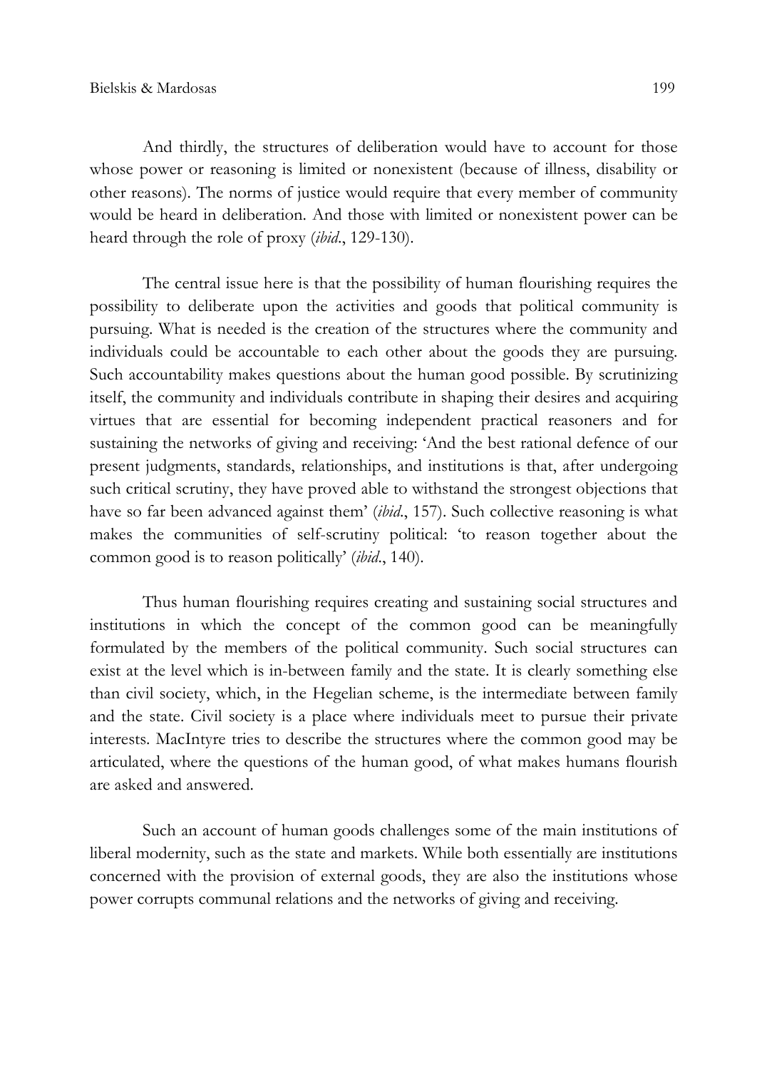And thirdly, the structures of deliberation would have to account for those whose power or reasoning is limited or nonexistent (because of illness, disability or other reasons). The norms of justice would require that every member of community would be heard in deliberation. And those with limited or nonexistent power can be heard through the role of proxy (*ibid*., 129-130).

The central issue here is that the possibility of human flourishing requires the possibility to deliberate upon the activities and goods that political community is pursuing. What is needed is the creation of the structures where the community and individuals could be accountable to each other about the goods they are pursuing. Such accountability makes questions about the human good possible. By scrutinizing itself, the community and individuals contribute in shaping their desires and acquiring virtues that are essential for becoming independent practical reasoners and for sustaining the networks of giving and receiving: 'And the best rational defence of our present judgments, standards, relationships, and institutions is that, after undergoing such critical scrutiny, they have proved able to withstand the strongest objections that have so far been advanced against them' (*ibid*., 157). Such collective reasoning is what makes the communities of self-scrutiny political: 'to reason together about the common good is to reason politically' (*ibid*., 140).

Thus human flourishing requires creating and sustaining social structures and institutions in which the concept of the common good can be meaningfully formulated by the members of the political community. Such social structures can exist at the level which is in-between family and the state. It is clearly something else than civil society, which, in the Hegelian scheme, is the intermediate between family and the state. Civil society is a place where individuals meet to pursue their private interests. MacIntyre tries to describe the structures where the common good may be articulated, where the questions of the human good, of what makes humans flourish are asked and answered.

Such an account of human goods challenges some of the main institutions of liberal modernity, such as the state and markets. While both essentially are institutions concerned with the provision of external goods, they are also the institutions whose power corrupts communal relations and the networks of giving and receiving.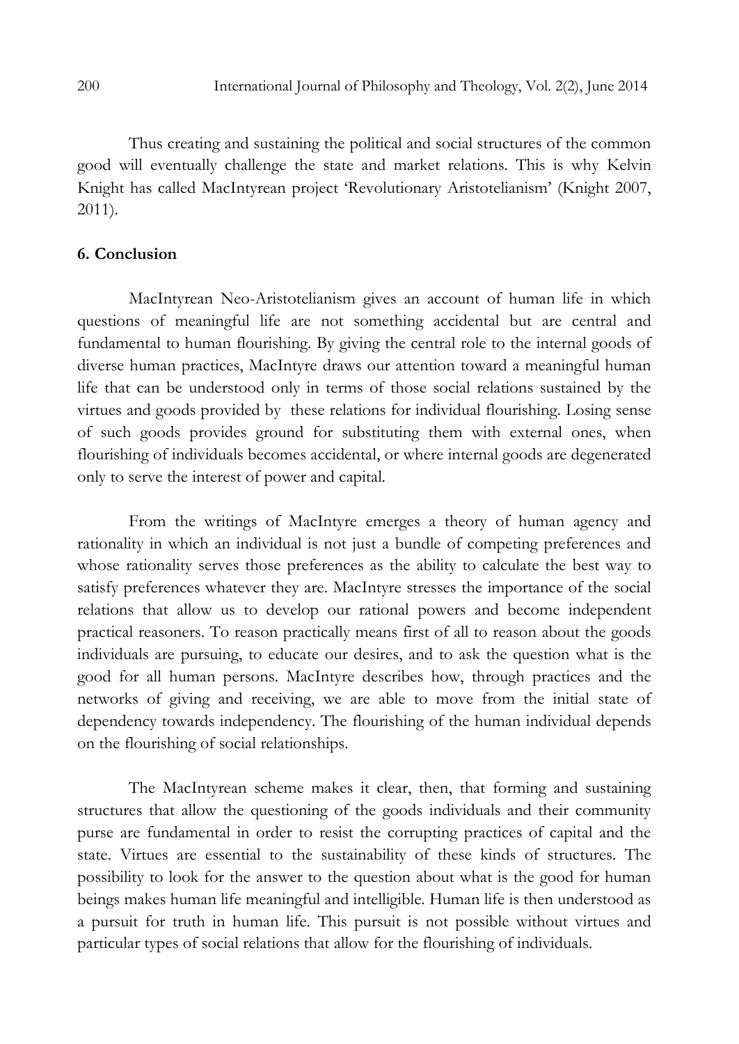Thus creating and sustaining the political and social structures of the common good will eventually challenge the state and market relations. This is why Kelvin Knight has called MacIntyrean project 'Revolutionary Aristotelianism' (Knight 2007, 2011).

## 6. Conclusion

MacIntyrean Neo-Aristotelianism gives an account of human life in which questions of meaningful life are not something accidental but are central and fundamental to human flourishing. By giving the central role to the internal goods of diverse human practices, MacIntyre draws our attention toward a meaningful human life that can be understood only in terms of those social relations sustained by the virtues and goods provided by these relations for individual flourishing. Losing sense of such goods provides ground for substituting them with external ones, when flourishing of individuals becomes accidental, or where internal goods are degenerated only to serve the interest of power and capital.

From the writings of MacIntyre emerges a theory of human agency and rationality in which an individual is not just a bundle of competing preferences and whose rationality serves those preferences as the ability to calculate the best way to satisfy preferences whatever they are. MacIntyre stresses the importance of the social relations that allow us to develop our rational powers and become independent practical reasoners. To reason practically means first of all to reason about the goods individuals are pursuing, to educate our desires, and to ask the question what is the good for all human persons. MacIntyre describes how, through practices and the networks of giving and receiving, we are able to move from the initial state of dependency towards independency. The flourishing of the human individual depends on the flourishing of social relationships.

The MacIntyrean scheme makes it clear, then, that forming and sustaining structures that allow the questioning of the goods individuals and their community purse are fundamental in order to resist the corrupting practices of capital and the state. Virtues are essential to the sustainability of these kinds of structures. The possibility to look for the answer to the question about what is the good for human beings makes human life meaningful and intelligible. Human life is then understood as a pursuit for truth in human life. This pursuit is not possible without virtues and particular types of social relations that allow for the flourishing of individuals.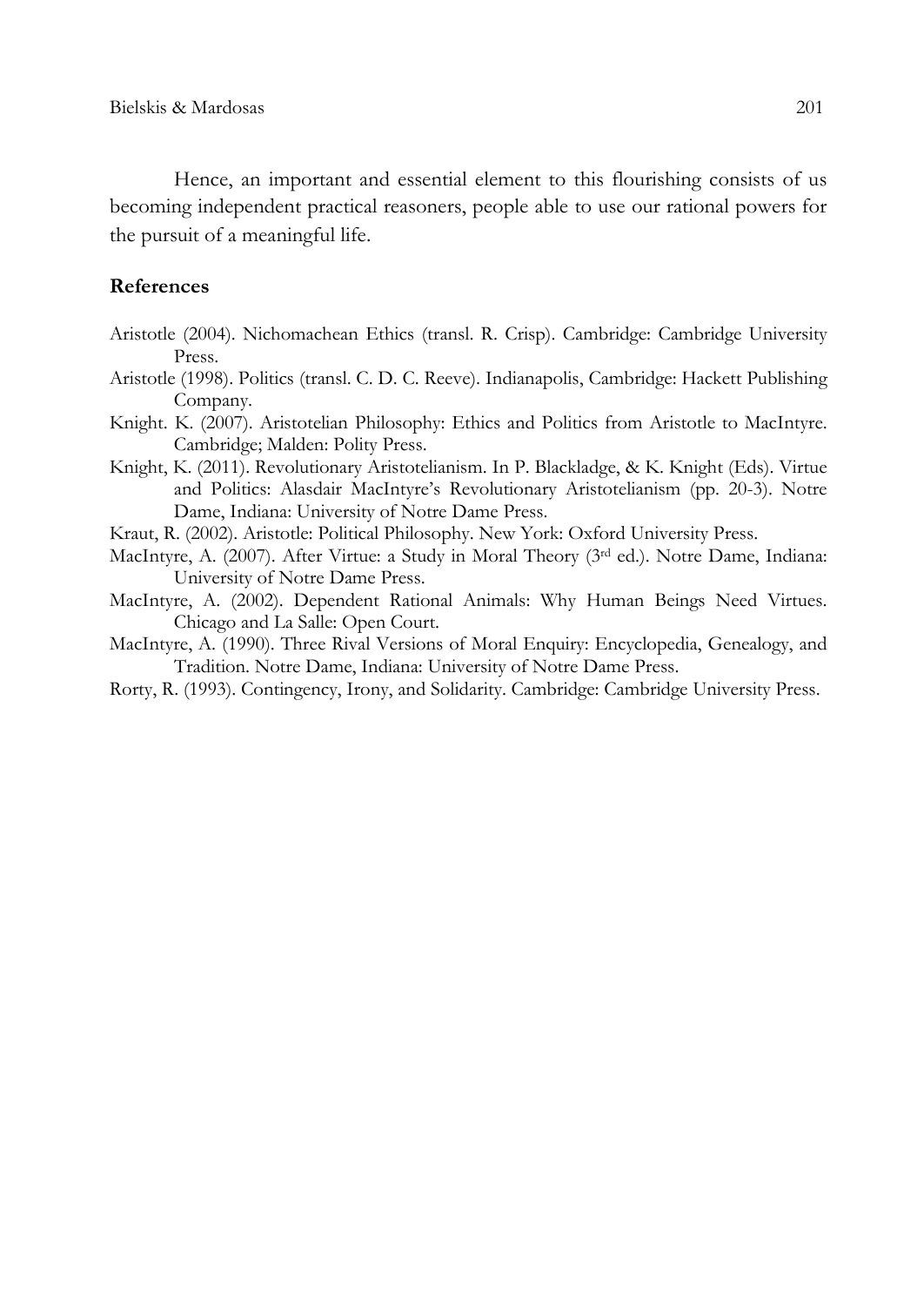Hence, an important and essential element to this flourishing consists of us becoming independent practical reasoners, people able to use our rational powers for the pursuit of a meaningful life.

## References

Aristotle (2004). Nichomachean Ethics (transl. R. Crisp). Cambridge: Cambridge University Press.

Aristotle (1998). Politics (transl. C. D. C. Reeve). Indianapolis, Cambridge: Hackett Publishing Company.

Knight. K. (2007). Aristotelian Philosophy: Ethics and Politics from Aristotle to MacIntyre. Cambridge; Malden: Polity Press.

Knight, K. (2011). Revolutionary Aristotelianism. In P. Blackladge, & K. Knight (Eds). Virtue and Politics: Alasdair MacIntyre's Revolutionary Aristotelianism (pp. 20-3). Notre Dame, Indiana: University of Notre Dame Press.

Kraut, R. (2002). Aristotle: Political Philosophy. New York: Oxford University Press.

MacIntyre, A. (2007). After Virtue: a Study in Moral Theory (3rd ed.). Notre Dame, Indiana: University of Notre Dame Press.

MacIntyre, A. (2002). Dependent Rational Animals: Why Human Beings Need Virtues. Chicago and La Salle: Open Court.

MacIntyre, A. (1990). Three Rival Versions of Moral Enquiry: Encyclopedia, Genealogy, and Tradition. Notre Dame, Indiana: University of Notre Dame Press.

Rorty, R. (1993). Contingency, Irony, and Solidarity. Cambridge: Cambridge University Press.